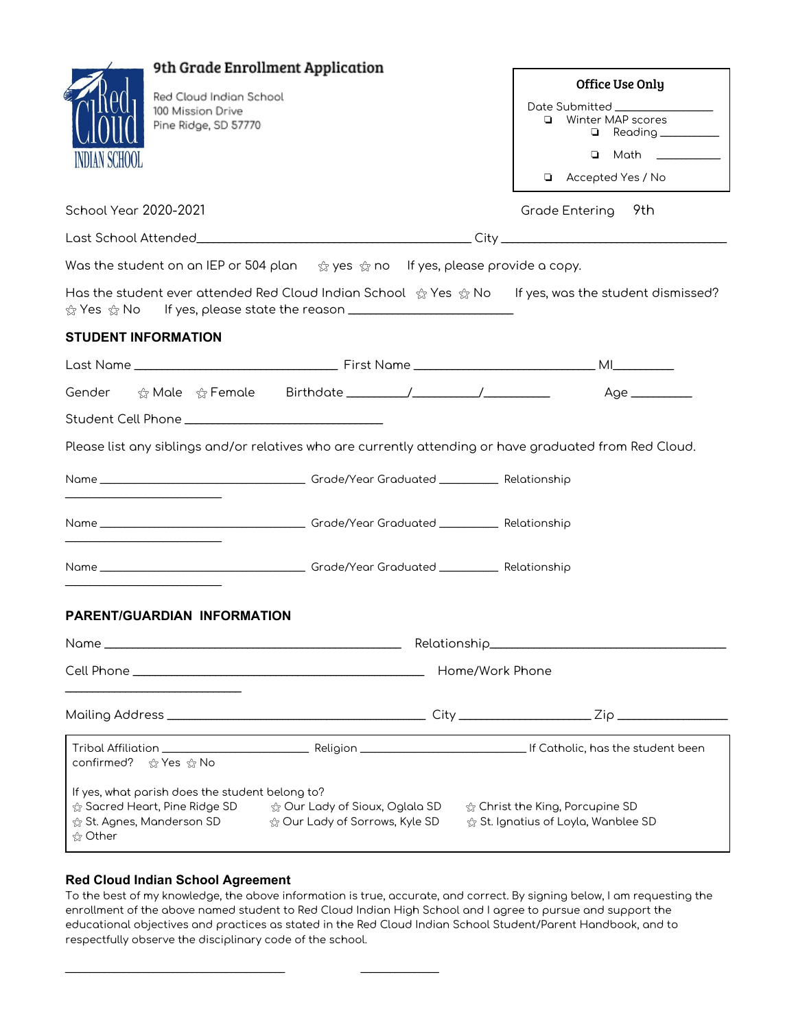# 9th Grade Enrollment Application

Red Cloud Indian School
100 Mission Drive
Pine Ridge, SD 57770

**Office Use Only**

Date Submitted ________________

- ❑ Winter MAP scores
  - ❑ Reading ____________
  - ❑ Math ____________
- ❑ Accepted Yes / No

School Year 2020-2021 Grade Entering 9th

Last School Attended__________________________________________ City ___________________________________

Was the student on an IEP or 504 plan ☆ yes ☆ no If yes, please provide a copy.

Has the student ever attended Red Cloud Indian School ☆ Yes ☆ No If yes, was the student dismissed? ☆ Yes ☆ No If yes, please state the reason _________________________

## STUDENT INFORMATION

Last Name _______________________________ First Name ____________________________ MI_________

Gender ☆ Male ☆ Female Birthdate _________/__________/__________ Age _________

Student Cell Phone ______________________________

Please list any siblings and/or relatives who are currently attending or have graduated from Red Cloud.

Name ________________________________ Grade/Year Graduated _________ Relationship ________________________

Name ________________________________ Grade/Year Graduated _________ Relationship ________________________

Name ________________________________ Grade/Year Graduated _________ Relationship ________________________

## PARENT/GUARDIAN INFORMATION

Name ______________________________________________ Relationship____________________________________

Cell Phone ____________________________________________ Home/Work Phone ___________________________

Mailing Address _______________________________________ City ____________________ Zip ________________

Tribal Affiliation ______________________ Religion ___________________________ If Catholic, has the student been confirmed? ☆ Yes ☆ No

If yes, what parish does the student belong to?

☆ Sacred Heart, Pine Ridge SD ☆ Our Lady of Sioux, Oglala SD ☆ Christ the King, Porcupine SD
☆ St. Agnes, Manderson SD ☆ Our Lady of Sorrows, Kyle SD ☆ St. Ignatius of Loyla, Wanblee SD
☆ Other

### Red Cloud Indian School Agreement

To the best of my knowledge, the above information is true, accurate, and correct. By signing below, I am requesting the enrollment of the above named student to Red Cloud Indian High School and I agree to pursue and support the educational objectives and practices as stated in the Red Cloud Indian School Student/Parent Handbook, and to respectfully observe the disciplinary code of the school.

___________________________________ _____________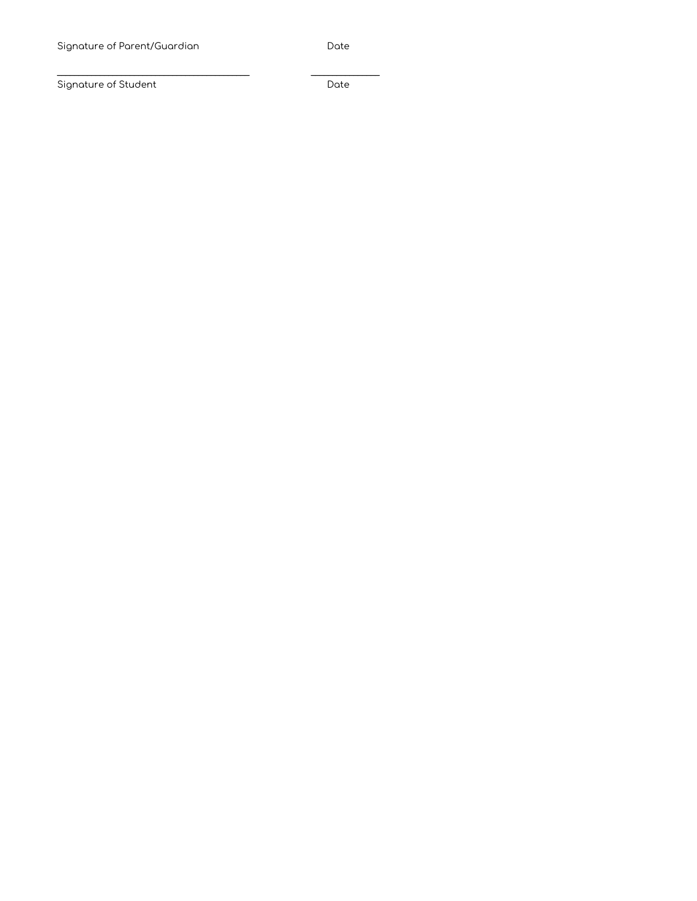Signature of Parent/Guardian Date

_______________________________ ____________

Signature of Student Date